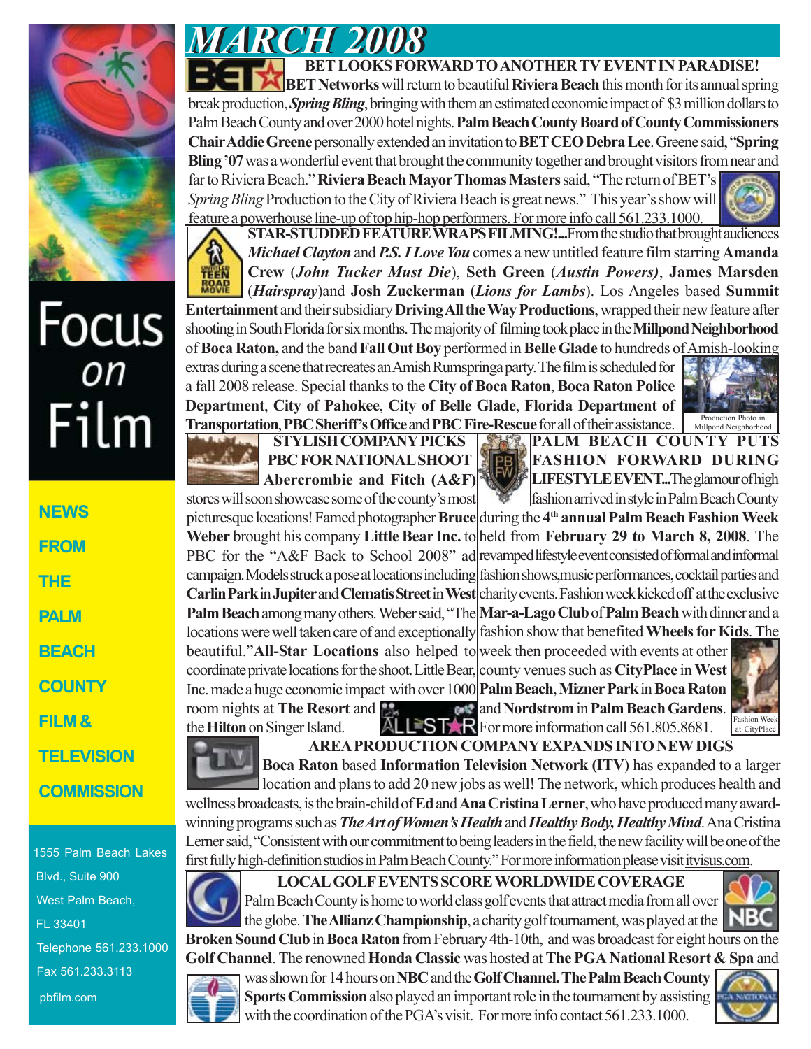# MARCH 2008

## BET LOOKS FORWARD TO ANOTHER TV EVENT IN PARADISE!

**BET Networks** will return to beautiful **Riviera Beach** this month for its annual spring break production, ***Spring Bling***, bringing with them an estimated economic impact of $3 million dollars to Palm Beach County and over 2000 hotel nights. **Palm Beach County Board of County Commissioners Chair Addie Greene** personally extended an invitation to **BET CEO Debra Lee**. Greene said, "**Spring Bling '07** was a wonderful event that brought the community together and brought visitors from near and far to Riviera Beach." **Riviera Beach Mayor Thomas Masters** said, "The return of BET's *Spring Bling* Production to the City of Riviera Beach is great news." This year's show will feature a powerhouse line-up of top hip-hop performers. For more info call 561.233.1000.

## STAR-STUDDED FEATURE WRAPS FILMING!...

From the studio that brought audiences ***Michael Clayton*** and ***P.S. I Love You*** comes a new untitled feature film starring **Amanda Crew** (*John Tucker Must Die*), **Seth Green** (*Austin Powers)*, **James Marsden** (*Hairspray*)and **Josh Zuckerman** (*Lions for Lambs*). Los Angeles based **Summit Entertainment** and their subsidiary **Driving All the Way Productions**, wrapped their new feature after shooting in South Florida for six months. The majority of filming took place in the **Millpond Neighborhood** of **Boca Raton,** and the band **Fall Out Boy** performed in **Belle Glade** to hundreds of Amish-looking extras during a scene that recreates an Amish Rumspringa party. The film is scheduled for a fall 2008 release. Special thanks to the **City of Boca Raton**, **Boca Raton Police Department**, **City of Pahokee**, **City of Belle Glade**, **Florida Department of Transportation**, **PBC Sheriff's Office** and **PBC Fire-Rescue** for all of their assistance.

Production Photo in Millpond Neighborhood

## STYLISH COMPANY PICKS PBC FOR NATIONAL SHOOT

**Abercrombie and Fitch (A&F)** stores will soon showcase some of the county's most picturesque locations! Famed photographer **Bruce Weber** brought his company **Little Bear Inc.** to PBC for the "A&F Back to School 2008" ad campaign. Models struck a pose at locations including **Carlin Park** in **Jupiter** and **Clematis Street** in **West Palm Beach** among many others. Weber said, "The locations were well taken care of and exceptionally beautiful." **All-Star Locations** also helped to coordinate private locations for the shoot. Little Bear, Inc. made a huge economic impact with over 1000 room nights at **The Resort** and the **Hilton** on Singer Island.

## PALM BEACH COUNTY PUTS FASHION FORWARD DURING LIFESTYLE EVENT...

The glamour of high fashion arrived in style in Palm Beach County during the **4th annual Palm Beach Fashion Week** held from **February 29 to March 8, 2008**. The revamped lifestyle event consisted of formal and informal fashion shows, music performances, cocktail parties and charity events. Fashion week kicked off at the exclusive **Mar-a-Lago Club** of **Palm Beach** with dinner and a fashion show that benefited **Wheels for Kids**. The week then proceeded with events at other county venues such as **CityPlace** in **West Palm Beach**, **Mizner Park** in **Boca Raton** and **Nordstrom** in **Palm Beach Gardens**. For more information call 561.805.8681.

Fashion Week at CityPlace

## AREA PRODUCTION COMPANY EXPANDS INTO NEW DIGS

**Boca Raton** based **Information Television Network (ITV)** has expanded to a larger location and plans to add 20 new jobs as well! The network, which produces health and wellness broadcasts, is the brain-child of **Ed** and **Ana Cristina Lerner**, who have produced many award-winning programs such as ***The Art of Women's Health*** and ***Healthy Body, Healthy Mind***. Ana Cristina Lerner said, "Consistent with our commitment to being leaders in the field, the new facility will be one of the first fully high-definition studios in Palm Beach County." For more information please visit itvisus.com.

## LOCAL GOLF EVENTS SCORE WORLDWIDE COVERAGE

Palm Beach County is home to world class golf events that attract media from all over the globe. **The Allianz Championship**, a charity golf tournament, was played at the **Broken Sound Club** in **Boca Raton** from February 4th-10th, and was broadcast for eight hours on the **Golf Channel**. The renowned **Honda Classic** was hosted at **The PGA National Resort & Spa** and was shown for 14 hours on **NBC** and the **Golf Channel. The Palm Beach County Sports Commission** also played an important role in the tournament by assisting with the coordination of the PGA's visit. For more info contact 561.233.1000.

---

Focus on Film

**NEWS FROM THE PALM BEACH COUNTY FILM & TELEVISION COMMISSION**

1555 Palm Beach Lakes Blvd., Suite 900
West Palm Beach, FL 33401
Telephone 561.233.1000
Fax 561.233.3113
pbfilm.com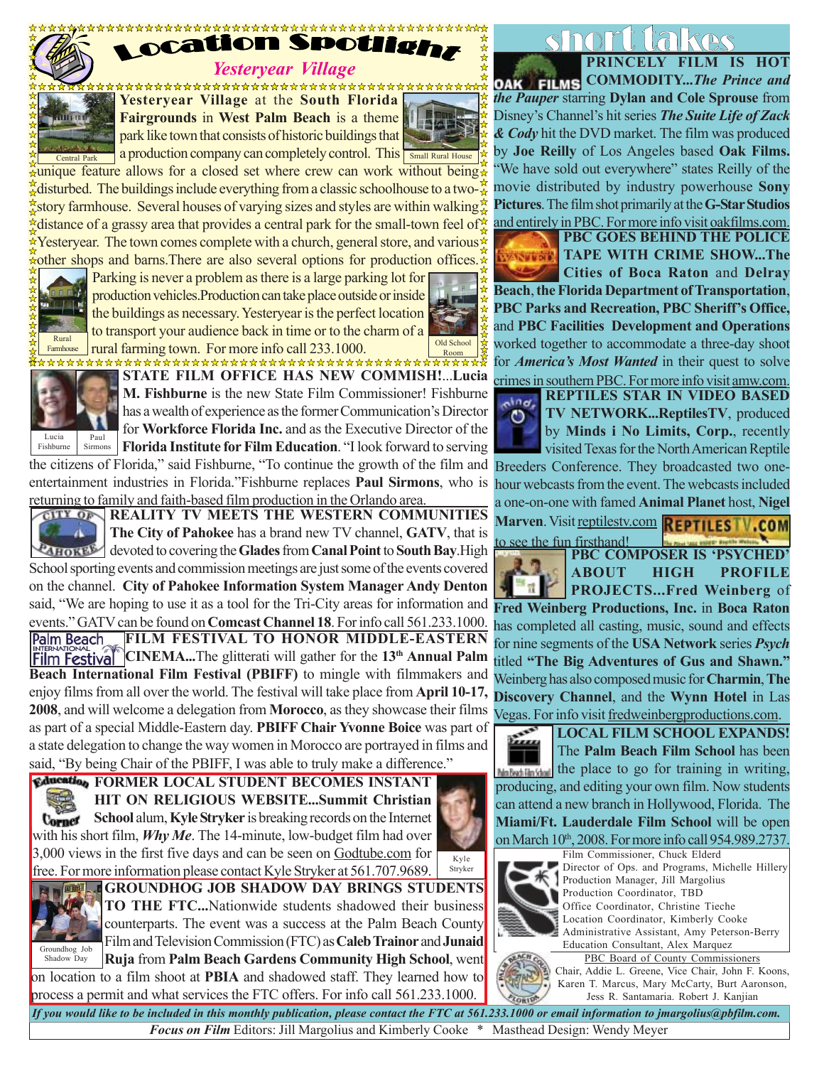# Location Spotlight

## *Yesteryear Village*

Central Park

Small Rural House

**Yesteryear Village** at the **South Florida Fairgrounds** in **West Palm Beach** is a theme park like town that consists of historic buildings that a production company can completely control. This unique feature allows for a closed set where crew can work without being disturbed. The buildings include everything from a classic schoolhouse to a two-story farmhouse. Several houses of varying sizes and styles are within walking distance of a grassy area that provides a central park for the small-town feel of Yesteryear. The town comes complete with a church, general store, and various other shops and barns. There are also several options for production offices. Parking is never a problem as there is a large parking lot for production vehicles. Production can take place outside or inside the buildings as necessary. Yesteryear is the perfect location to transport your audience back in time or to the charm of a rural farming town. For more info call 233.1000.

Rural Farmhouse

Old School Room

**STATE FILM OFFICE HAS NEW COMMISH!**...**Lucia M. Fishburne** is the new State Film Commissioner! Fishburne has a wealth of experience as the former Communication's Director for **Workforce Florida Inc.** and as the Executive Director of the **Florida Institute for Film Education**. "I look forward to serving the citizens of Florida," said Fishburne, "To continue the growth of the film and entertainment industries in Florida." Fishburne replaces **Paul Sirmons**, who is returning to family and faith-based film production in the Orlando area.

Lucia Fishburne

Paul Sirmons

**REALITY TV MEETS THE WESTERN COMMUNITIES** **The City of Pahokee** has a brand new TV channel, **GATV**, that is devoted to covering the **Glades** from **Canal Point** to **South Bay**. High School sporting events and commission meetings are just some of the events covered on the channel. **City of Pahokee Information System Manager Andy Denton** said, "We are hoping to use it as a tool for the Tri-City areas for information and events." GATV can be found on **Comcast Channel 18**. For info call 561.233.1000.

**FILM FESTIVAL TO HONOR MIDDLE-EASTERN CINEMA...**The glitterati will gather for the **13th Annual Palm Beach International Film Festival (PBIFF)** to mingle with filmmakers and enjoy films from all over the world. The festival will take place from **April 10-17, 2008**, and will welcome a delegation from **Morocco**, as they showcase their films as part of a special Middle-Eastern day. **PBIFF Chair Yvonne Boice** was part of a state delegation to change the way women in Morocco are portrayed in films and said, "By being Chair of the PBIFF, I was able to truly make a difference."

**FORMER LOCAL STUDENT BECOMES INSTANT HIT ON RELIGIOUS WEBSITE...Summit Christian School** alum, **Kyle Stryker** is breaking records on the Internet with his short film, ***Why Me***. The 14-minute, low-budget film had over 3,000 views in the first five days and can be seen on Godtube.com for free. For more information please contact Kyle Stryker at 561.707.9689.

Kyle Stryker

**GROUNDHOG JOB SHADOW DAY BRINGS STUDENTS TO THE FTC...**Nationwide students shadowed their business counterparts. The event was a success at the Palm Beach County Film and Television Commission (FTC) as **Caleb Trainor** and **Junaid Ruja** from **Palm Beach Gardens Community High School**, went on location to a film shoot at **PBIA** and shadowed staff. They learned how to process a permit and what services the FTC offers. For info call 561.233.1000.

Groundhog Job Shadow Day

# short takes

**PRINCELY FILM IS HOT COMMODITY...*The Prince and the Pauper*** starring **Dylan and Cole Sprouse** from Disney's Channel's hit series ***The Suite Life of Zack & Cody*** hit the DVD market. The film was produced by **Joe Reilly** of Los Angeles based **Oak Films.** "We have sold out everywhere" states Reilly of the movie distributed by industry powerhouse **Sony Pictures**. The film shot primarily at the **G-Star Studios** and entirely in PBC. For more info visit oakfilms.com.

**PBC GOES BEHIND THE POLICE TAPE WITH CRIME SHOW...The Cities of Boca Raton** and **Delray Beach**, **the Florida Department of Transportation**, **PBC Parks and Recreation, PBC Sheriff's Office,** and **PBC Facilities Development and Operations** worked together to accommodate a three-day shoot for ***America's Most Wanted*** in their quest to solve crimes in southern PBC. For more info visit amw.com.

**REPTILES STAR IN VIDEO BASED TV NETWORK...ReptilesTV**, produced by **Minds i No Limits, Corp.**, recently visited Texas for the North American Reptile Breeders Conference. They broadcasted two one-hour webcasts from the event. The webcasts included a one-on-one with famed **Animal Planet** host, **Nigel Marven**. Visit reptilestv.com to see the fun firsthand!

**PBC COMPOSER IS 'PSYCHED' ABOUT HIGH PROFILE PROJECTS...Fred Weinberg** of **Fred Weinberg Productions, Inc.** in **Boca Raton** has completed all casting, music, sound and effects for nine segments of the **USA Network** series ***Psych*** titled **"The Big Adventures of Gus and Shawn."** Weinberg has also composed music for **Charmin**, **The Discovery Channel**, and the **Wynn Hotel** in Las Vegas. For info visit fredweinbergproductions.com.

**LOCAL FILM SCHOOL EXPANDS!** The **Palm Beach Film School** has been the place to go for training in writing, producing, and editing your own film. Now students can attend a new branch in Hollywood, Florida. The **Miami/Ft. Lauderdale Film School** will be open on March 10th, 2008. For more info call 954.989.2737.

Film Commissioner, Chuck Elderd
Director of Ops. and Programs, Michelle Hillery
Production Manager, Jill Margolius
Production Coordinator, TBD
Office Coordinator, Christine Tieche
Location Coordinator, Kimberly Cooke
Administrative Assistant, Amy Peterson-Berry
Education Consultant, Alex Marquez

PBC Board of County Commissioners
Chair, Addie L. Greene, Vice Chair, John F. Koons, Karen T. Marcus, Mary McCarty, Burt Aaronson, Jess R. Santamaria. Robert J. Kanjian

*If you would like to be included in this monthly publication, please contact the FTC at 561.233.1000 or email information to jmargolius@pbfilm.com.*

***Focus on Film*** Editors: Jill Margolius and Kimberly Cooke * Masthead Design: Wendy Meyer